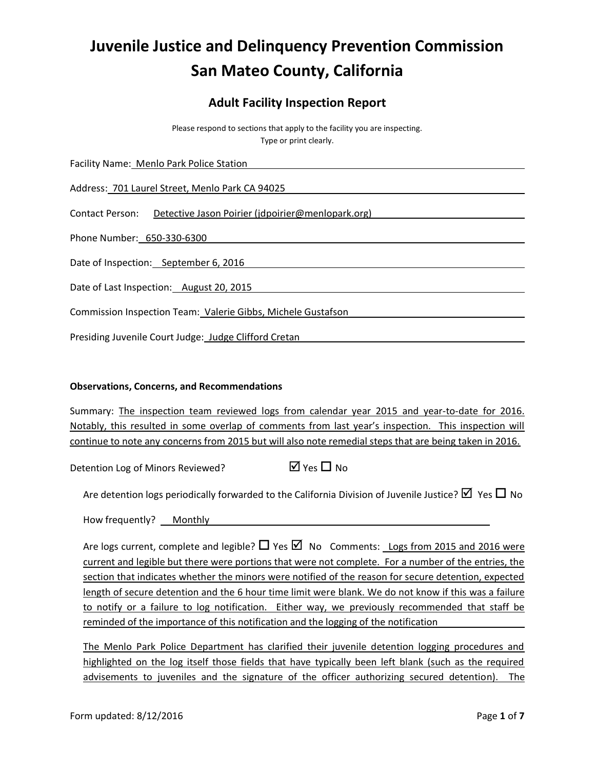// Juvenile Justice and Delinquency Prevention Commission
# Juvenile Justice and Delinquency Prevention Commission
# San Mateo County, California

## Adult Facility Inspection Report

Please respond to sections that apply to the facility you are inspecting.
Type or print clearly.

Facility Name: Menlo Park Police Station

Address: 701 Laurel Street, Menlo Park CA 94025

Contact Person: Detective Jason Poirier (jdpoirier@menlopark.org)

Phone Number: 650-330-6300

Date of Inspection: September 6, 2016

Date of Last Inspection: August 20, 2015

Commission Inspection Team: Valerie Gibbs, Michele Gustafson

Presiding Juvenile Court Judge: Judge Clifford Cretan

**Observations, Concerns, and Recommendations**

Summary: The inspection team reviewed logs from calendar year 2015 and year-to-date for 2016. Notably, this resulted in some overlap of comments from last year's inspection. This inspection will continue to note any concerns from 2015 but will also note remedial steps that are being taken in 2016.

Detection Log of Minors Reviewed? ☑ Yes ☐ No

Are detention logs periodically forwarded to the California Division of Juvenile Justice? ☑ Yes ☐ No

How frequently? Monthly

Are logs current, complete and legible? ☐ Yes ☑ No Comments: Logs from 2015 and 2016 were current and legible but there were portions that were not complete. For a number of the entries, the section that indicates whether the minors were notified of the reason for secure detention, expected length of secure detention and the 6 hour time limit were blank. We do not know if this was a failure to notify or a failure to log notification. Either way, we previously recommended that staff be reminded of the importance of this notification and the logging of the notification

The Menlo Park Police Department has clarified their juvenile detention logging procedures and highlighted on the log itself those fields that have typically been left blank (such as the required advisements to juveniles and the signature of the officer authorizing secured detention). The

# Juvenile Justice and Delinquency Prevention Commission
# San Mateo County, California

## Adult Facility Inspection Report

Please respond to sections that apply to the facility you are inspecting.
Type or print clearly.

Facility Name: Menlo Park Police Station

Address: 701 Laurel Street, Menlo Park CA 94025

Contact Person: Detective Jason Poirier (jdpoirier@menlopark.org)

Phone Number: 650-330-6300

Date of Inspection: September 6, 2016

Date of Last Inspection: August 20, 2015

Commission Inspection Team: Valerie Gibbs, Michele Gustafson

Presiding Juvenile Court Judge: Judge Clifford Cretan

**Observations, Concerns, and Recommendations**

Summary: The inspection team reviewed logs from calendar year 2015 and year-to-date for 2016. Notably, this resulted in some overlap of comments from last year's inspection. This inspection will continue to note any concerns from 2015 but will also note remedial steps that are being taken in 2016.

Detention Log of Minors Reviewed? ☑ Yes ☐ No

Are detention logs periodically forwarded to the California Division of Juvenile Justice? ☑ Yes ☐ No

How frequently? Monthly

Are logs current, complete and legible? ☐ Yes ☑ No Comments: Logs from 2015 and 2016 were current and legible but there were portions that were not complete. For a number of the entries, the section that indicates whether the minors were notified of the reason for secure detention, expected length of secure detention and the 6 hour time limit were blank. We do not know if this was a failure to notify or a failure to log notification. Either way, we previously recommended that staff be reminded of the importance of this notification and the logging of the notification

The Menlo Park Police Department has clarified their juvenile detention logging procedures and highlighted on the log itself those fields that have typically been left blank (such as the required advisements to juveniles and the signature of the officer authorizing secured detention). The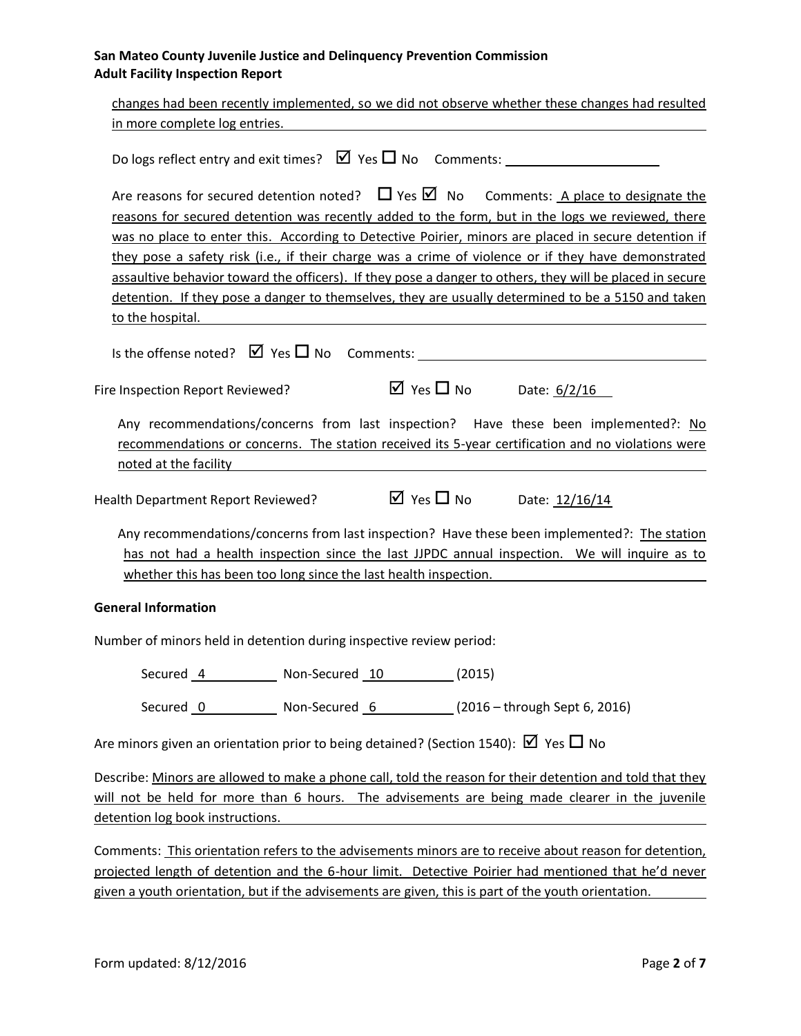changes had been recently implemented, so we did not observe whether these changes had resulted in more complete log entries.

Do logs reflect entry and exit times? ☑ Yes ☐ No Comments:

Are reasons for secured detention noted? ☐ Yes ☑ No Comments: A place to designate the reasons for secured detention was recently added to the form, but in the logs we reviewed, there was no place to enter this. According to Detective Poirier, minors are placed in secure detention if they pose a safety risk (i.e., if their charge was a crime of violence or if they have demonstrated assaultive behavior toward the officers). If they pose a danger to others, they will be placed in secure detention. If they pose a danger to themselves, they are usually determined to be a 5150 and taken to the hospital.

Is the offense noted? ☑ Yes ☐ No Comments:

Fire Inspection Report Reviewed? ☑ Yes ☐ No Date: 6/2/16

Any recommendations/concerns from last inspection? Have these been implemented?: No recommendations or concerns. The station received its 5-year certification and no violations were noted at the facility

Health Department Report Reviewed? ☑ Yes ☐ No Date: 12/16/14

Any recommendations/concerns from last inspection? Have these been implemented?: The station has not had a health inspection since the last JJPDC annual inspection. We will inquire as to whether this has been too long since the last health inspection.

**General Information**

Number of minors held in detention during inspective review period:

Secured 4 Non-Secured 10 (2015)

Secured 0 Non-Secured 6 (2016 – through Sept 6, 2016)

Are minors given an orientation prior to being detained? (Section 1540): ☑ Yes ☐ No

Describe: Minors are allowed to make a phone call, told the reason for their detention and told that they will not be held for more than 6 hours. The advisements are being made clearer in the juvenile detention log book instructions.

Comments: This orientation refers to the advisements minors are to receive about reason for detention, projected length of detention and the 6-hour limit. Detective Poirier had mentioned that he'd never given a youth orientation, but if the advisements are given, this is part of the youth orientation.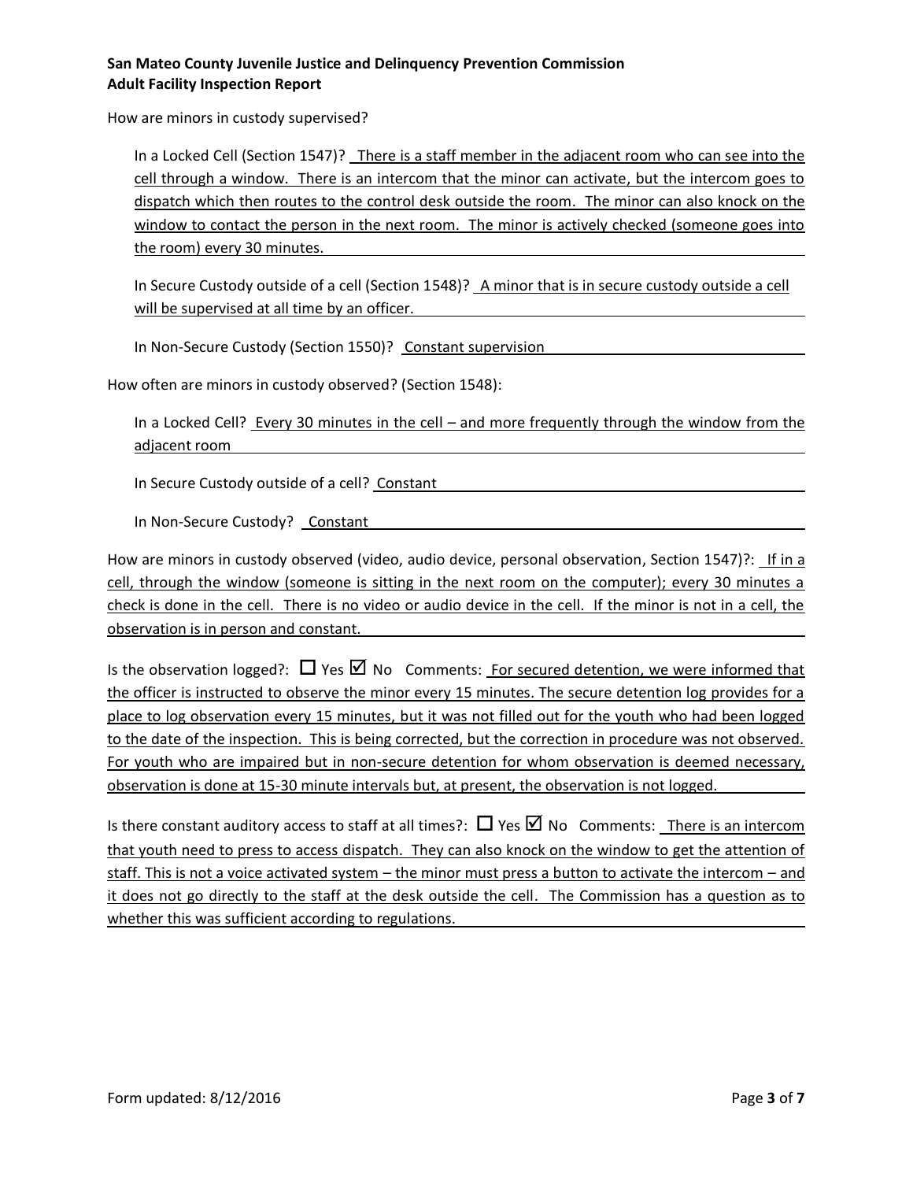**San Mateo County Juvenile Justice and Delinquency Prevention Commission**
**Adult Facility Inspection Report**

How are minors in custody supervised?

In a Locked Cell (Section 1547)? There is a staff member in the adjacent room who can see into the cell through a window. There is an intercom that the minor can activate, but the intercom goes to dispatch which then routes to the control desk outside the room. The minor can also knock on the window to contact the person in the next room. The minor is actively checked (someone goes into the room) every 30 minutes.

In Secure Custody outside of a cell (Section 1548)? A minor that is in secure custody outside a cell will be supervised at all time by an officer.

In Non-Secure Custody (Section 1550)? Constant supervision

How often are minors in custody observed? (Section 1548):

In a Locked Cell? Every 30 minutes in the cell – and more frequently through the window from the adjacent room

In Secure Custody outside of a cell? Constant

In Non-Secure Custody? Constant

How are minors in custody observed (video, audio device, personal observation, Section 1547)?: If in a cell, through the window (someone is sitting in the next room on the computer); every 30 minutes a check is done in the cell. There is no video or audio device in the cell. If the minor is not in a cell, the observation is in person and constant.

Is the observation logged?: ☐ Yes ☑ No Comments: For secured detention, we were informed that the officer is instructed to observe the minor every 15 minutes. The secure detention log provides for a place to log observation every 15 minutes, but it was not filled out for the youth who had been logged to the date of the inspection. This is being corrected, but the correction in procedure was not observed. For youth who are impaired but in non-secure detention for whom observation is deemed necessary, observation is done at 15-30 minute intervals but, at present, the observation is not logged.

Is there constant auditory access to staff at all times?: ☐ Yes ☑ No Comments: There is an intercom that youth need to press to access dispatch. They can also knock on the window to get the attention of staff. This is not a voice activated system – the minor must press a button to activate the intercom – and it does not go directly to the staff at the desk outside the cell. The Commission has a question as to whether this was sufficient according to regulations.

Form updated: 8/12/2016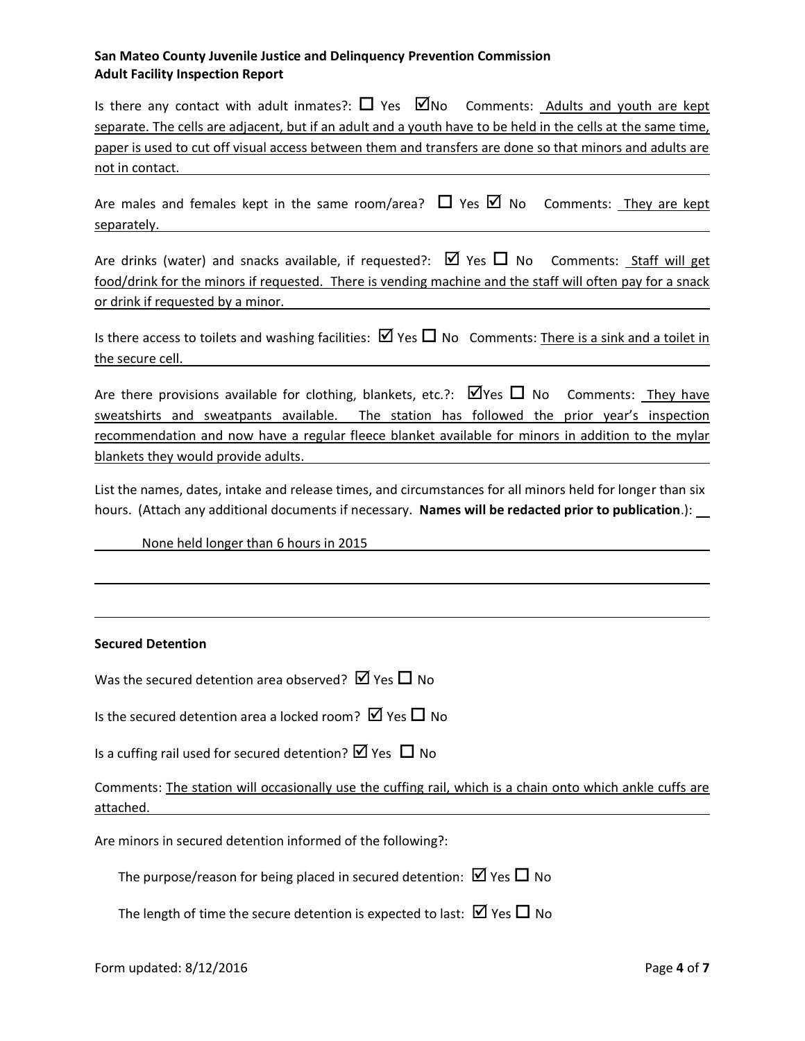**San Mateo County Juvenile Justice and Delinquency Prevention Commission**
**Adult Facility Inspection Report**

Is there any contact with adult inmates?: ☐ Yes ☑No Comments: Adults and youth are kept separate. The cells are adjacent, but if an adult and a youth have to be held in the cells at the same time, paper is used to cut off visual access between them and transfers are done so that minors and adults are not in contact.

Are males and females kept in the same room/area? ☐ Yes ☑ No Comments: They are kept separately.

Are drinks (water) and snacks available, if requested?: ☑ Yes ☐ No Comments: Staff will get food/drink for the minors if requested. There is vending machine and the staff will often pay for a snack or drink if requested by a minor.

Is there access to toilets and washing facilities: ☑ Yes ☐ No Comments: There is a sink and a toilet in the secure cell.

Are there provisions available for clothing, blankets, etc.?: ☑Yes ☐ No Comments: They have sweatshirts and sweatpants available. The station has followed the prior year's inspection recommendation and now have a regular fleece blanket available for minors in addition to the mylar blankets they would provide adults.

List the names, dates, intake and release times, and circumstances for all minors held for longer than six hours. (Attach any additional documents if necessary. **Names will be redacted prior to publication**.):

None held longer than 6 hours in 2015

**Secured Detention**

Was the secured detention area observed? ☑ Yes ☐ No

Is the secured detention area a locked room? ☑ Yes ☐ No

Is a cuffing rail used for secured detention? ☑ Yes ☐ No

Comments: The station will occasionally use the cuffing rail, which is a chain onto which ankle cuffs are attached.

Are minors in secured detention informed of the following?:

The purpose/reason for being placed in secured detention: ☑ Yes ☐ No

The length of time the secure detention is expected to last: ☑ Yes ☐ No

Form updated: 8/12/2016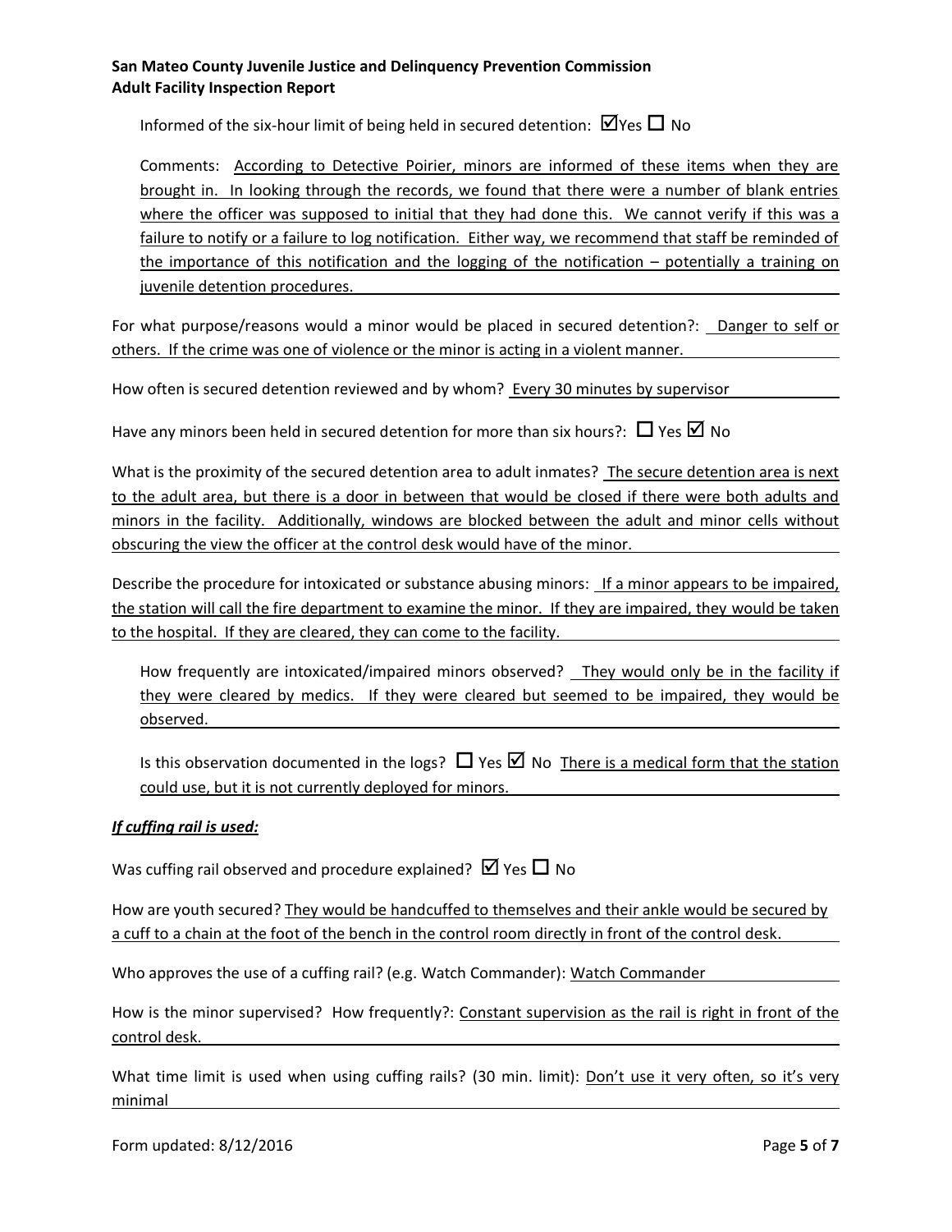Informed of the six-hour limit of being held in secured detention: ☑ Yes ☐ No

Comments: According to Detective Poirier, minors are informed of these items when they are brought in. In looking through the records, we found that there were a number of blank entries where the officer was supposed to initial that they had done this. We cannot verify if this was a failure to notify or a failure to log notification. Either way, we recommend that staff be reminded of the importance of this notification and the logging of the notification – potentially a training on juvenile detention procedures.

For what purpose/reasons would a minor would be placed in secured detention?: Danger to self or others. If the crime was one of violence or the minor is acting in a violent manner.

How often is secured detention reviewed and by whom? Every 30 minutes by supervisor

Have any minors been held in secured detention for more than six hours?: ☐ Yes ☑ No

What is the proximity of the secured detention area to adult inmates? The secure detention area is next to the adult area, but there is a door in between that would be closed if there were both adults and minors in the facility. Additionally, windows are blocked between the adult and minor cells without obscuring the view the officer at the control desk would have of the minor.

Describe the procedure for intoxicated or substance abusing minors: If a minor appears to be impaired, the station will call the fire department to examine the minor. If they are impaired, they would be taken to the hospital. If they are cleared, they can come to the facility.

How frequently are intoxicated/impaired minors observed? They would only be in the facility if they were cleared by medics. If they were cleared but seemed to be impaired, they would be observed.

Is this observation documented in the logs? ☐ Yes ☑ No There is a medical form that the station could use, but it is not currently deployed for minors.

***If cuffing rail is used:***

Was cuffing rail observed and procedure explained? ☑ Yes ☐ No

How are youth secured? They would be handcuffed to themselves and their ankle would be secured by a cuff to a chain at the foot of the bench in the control room directly in front of the control desk.

Who approves the use of a cuffing rail? (e.g. Watch Commander): Watch Commander

How is the minor supervised? How frequently?: Constant supervision as the rail is right in front of the control desk.

What time limit is used when using cuffing rails? (30 min. limit): Don't use it very often, so it's very minimal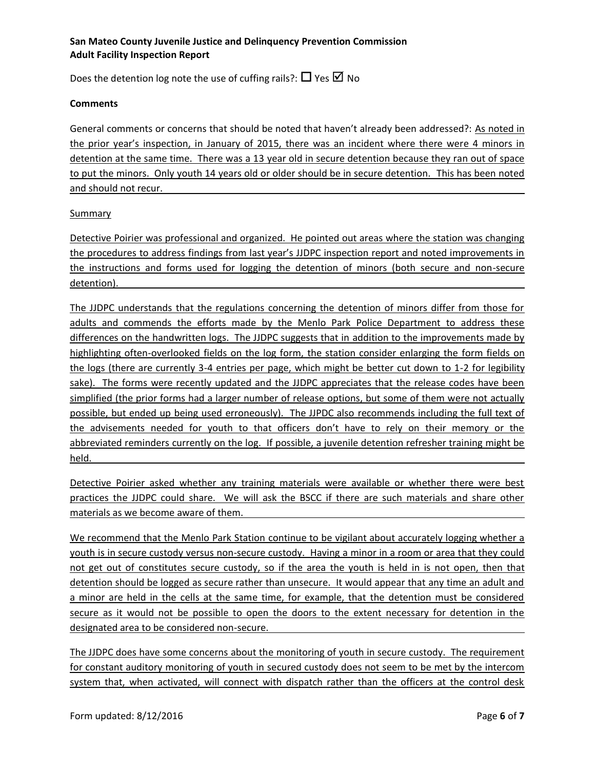Does the detention log note the use of cuffing rails?: ☐ Yes ☑ No

**Comments**

General comments or concerns that should be noted that haven't already been addressed?: As noted in the prior year's inspection, in January of 2015, there was an incident where there were 4 minors in detention at the same time. There was a 13 year old in secure detention because they ran out of space to put the minors. Only youth 14 years old or older should be in secure detention. This has been noted and should not recur.

Summary

Detective Poirier was professional and organized. He pointed out areas where the station was changing the procedures to address findings from last year's JJDPC inspection report and noted improvements in the instructions and forms used for logging the detention of minors (both secure and non-secure detention).

The JJDPC understands that the regulations concerning the detention of minors differ from those for adults and commends the efforts made by the Menlo Park Police Department to address these differences on the handwritten logs. The JJDPC suggests that in addition to the improvements made by highlighting often-overlooked fields on the log form, the station consider enlarging the form fields on the logs (there are currently 3-4 entries per page, which might be better cut down to 1-2 for legibility sake). The forms were recently updated and the JJDPC appreciates that the release codes have been simplified (the prior forms had a larger number of release options, but some of them were not actually possible, but ended up being used erroneously). The JJPDC also recommends including the full text of the advisements needed for youth to that officers don't have to rely on their memory or the abbreviated reminders currently on the log. If possible, a juvenile detention refresher training might be held.

Detective Poirier asked whether any training materials were available or whether there were best practices the JJDPC could share. We will ask the BSCC if there are such materials and share other materials as we become aware of them.

We recommend that the Menlo Park Station continue to be vigilant about accurately logging whether a youth is in secure custody versus non-secure custody. Having a minor in a room or area that they could not get out of constitutes secure custody, so if the area the youth is held in is not open, then that detention should be logged as secure rather than unsecure. It would appear that any time an adult and a minor are held in the cells at the same time, for example, that the detention must be considered secure as it would not be possible to open the doors to the extent necessary for detention in the designated area to be considered non-secure.

The JJDPC does have some concerns about the monitoring of youth in secure custody. The requirement for constant auditory monitoring of youth in secured custody does not seem to be met by the intercom system that, when activated, will connect with dispatch rather than the officers at the control desk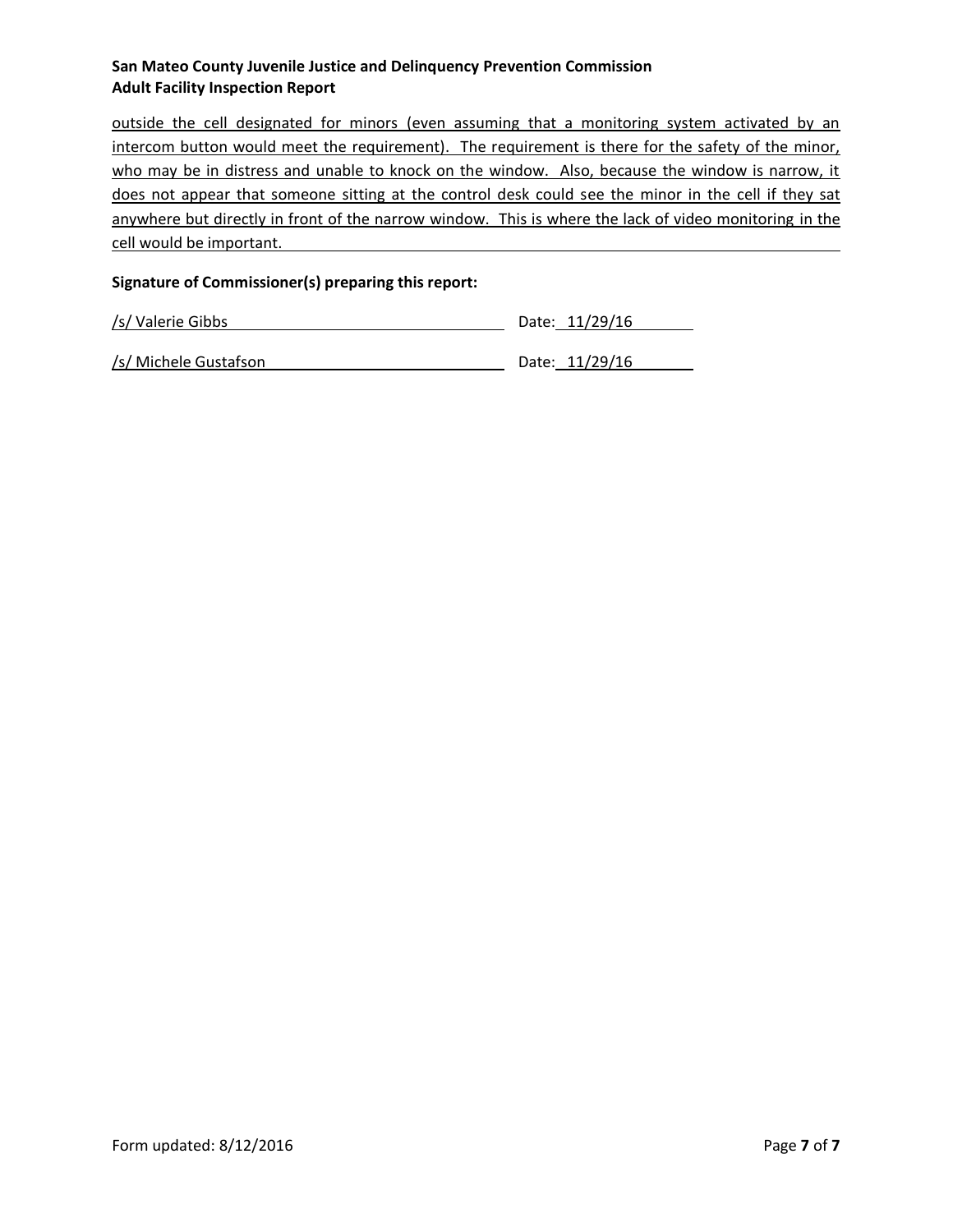outside the cell designated for minors (even assuming that a monitoring system activated by an intercom button would meet the requirement). The requirement is there for the safety of the minor, who may be in distress and unable to knock on the window. Also, because the window is narrow, it does not appear that someone sitting at the control desk could see the minor in the cell if they sat anywhere but directly in front of the narrow window. This is where the lack of video monitoring in the cell would be important.

**Signature of Commissioner(s) preparing this report:**

/s/ Valerie Gibbs Date: 11/29/16

/s/ Michele Gustafson Date: 11/29/16